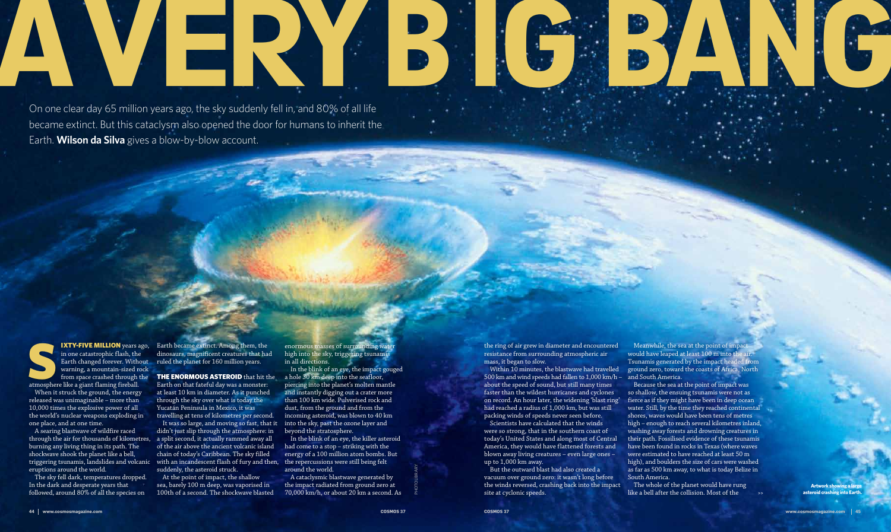# A VERY BIG BANG

On one clear day 65 million years ago, the sky suddenly fell in, and 80% of all life became extinct. But this cataclysm also opened the door for humans to inherit the Earth. **Wilson da Silva** gives a blow-by-blow account.

**SIXTY-FIVE MILLION** years ago, in one catastrophic flash, the Earth changed forever. Without warning, a mountain-sized rock from space crashed through the atmosphere like a giant flaming fireball.

When it struck the ground, the energy released was unimaginable – more than 10,000 times the explosive power of all the world's nuclear weapons exploding in one place, and at one time.

A searing blastwave of wildfire raced through the air for thousands of kilometres, burning any living thing in its path. The shockwave shook the planet like a bell, triggering tsunamis, landslides and volcanic eruptions around the world.

The sky fell dark, temperatures dropped. In the dark and desperate years that followed, around 80% of all the species on Earth became extinct. Among them, the dinosaurs, magnificent creatures that had ruled the planet for 160 million years.

**THE ENORMOUS ASTEROID** that hit the Earth on that fateful day was a monster: at least 10 km in diameter. As it punched through the sky over what is today the Yucatán Peninsula in Mexico, it was travelling at tens of kilometres per second.

It was so large, and moving so fast, that it didn't just slip through the atmosphere: in a split second, it actually rammed away all of the air above the ancient volcanic island chain of today's Caribbean. The sky filled with an incandescent flash of fury and then, suddenly, the asteroid struck.

At the point of impact, the shallow sea, barely 100 m deep, was vaporised in 100th of a second. The shockwave blasted enormous masses of surrounding water high into the sky, triggering tsunamis in all directions.

In the blink of an eye, the impact gouged a hole 30 km deep into the seafloor, piercing into the planet's molten mantle and instantly digging out a crater more than 100 km wide. Pulverised rock and dust, from the ground and from the incoming asteroid, was blown to 40 km into the sky, past the ozone layer and beyond the stratosphere.

In the blink of an eye, the killer asteroid had come to a stop – striking with the energy of a 100 million atom bombs. But the repercussions were still being felt around the world.

A cataclysmic blastwave generated by the impact radiated from ground zero at 70,000 km/h, or about 20 km a second. As the ring of air grew in diameter and encountered resistance from surrounding atmospheric air mass, it began to slow.

Within 10 minutes, the blastwave had travelled 500 km and wind speeds had fallen to 1,000 km/h – about the speed of sound, but still many times faster than the wildest hurricanes and cyclones on record. An hour later, the widening 'blast ring' had reached a radius of 1,000 km, but was still packing winds of speeds never seen before.

Scientists have calculated that the winds were so strong, that in the southern coast of today's United States and along most of Central America, they would have flattened forests and blown away living creatures – even large ones – up to 1,000 km away.

But the outward blast had also created a vacuum over ground zero: it wasn't long before the winds reversed, crashing back into the impact site at cyclonic speeds.

Meanwhile, the sea at the point of impact would have leaped at least 100 m into the air. Tsunamis generated by the impact headed from ground zero, toward the coasts of Africa, North and South America.

Because the sea at the point of impact was so shallow, the ensuing tsunamis were not as fierce as if they might have been in deep ocean water. Still, by the time they reached continental shores, waves would have been tens of metres high – enough to reach several kilometres inland, washing away forests and drowning creatures in their path. Fossilised evidence of these tsunamis have been found in rocks in Texas (where waves were estimated to have reached at least 50 m high), and boulders the size of cars were washed as far as 500 km away, to what is today Belize in South America.

The whole of the planet would have rung like a bell after the collision. Most of the >>

Artwork showing a large asteroid crashing into Earth.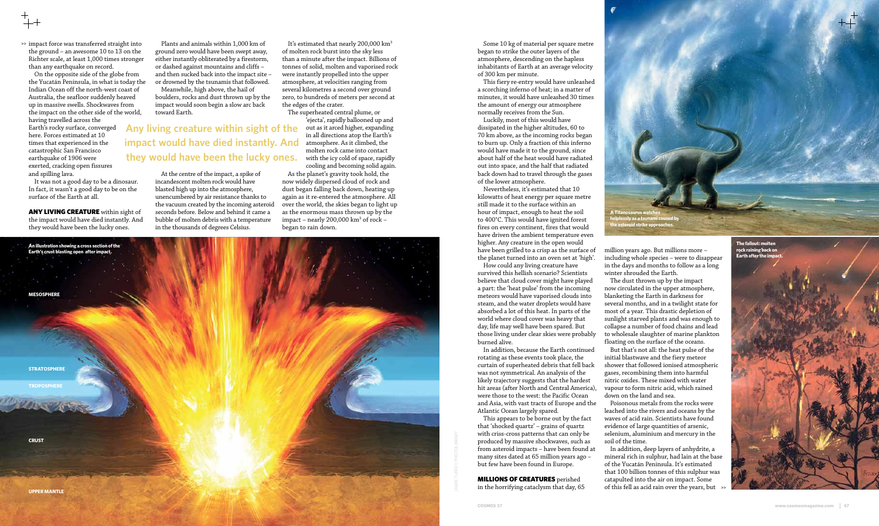impact force was transferred straight into the ground – an awesome 10 to 13 on the Richter scale, at least 1,000 times stronger than any earthquake on record.

On the opposite side of the globe from the Yucatán Peninsula, in what is today the Indian Ocean off the north-west coast of Australia, the seafloor suddenly heaved up in massive swells. Shockwaves from the impact on the other side of the world, having travelled across the Earth's rocky surface, converged here. Forces estimated at 10 times that experienced in the catastrophic San Francisco earthquake of 1906 were exerted, cracking open fissures and spilling lava.

It was not a good day to be a dinosaur. In fact, it wasn't a good day to be on the surface of the Earth at all.

**ANY LIVING CREATURE** within sight of the impact would have died instantly. And they would have been the lucky ones.

Plants and animals within 1,000 km of ground zero would have been swept away, either instantly obliterated by a firestorm, or dashed against mountains and cliffs – and then sucked back into the impact site – or drowned by the tsunamis that followed.

Meanwhile, high above, the hail of boulders, rocks and dust thrown up by the impact would soon begin a slow arc back toward Earth.

**Any living creature within sight of the impact would have died instantly. And they would have been the lucky ones.**

At the centre of the impact, a spike of incandescent molten rock would have blasted high up into the atmosphere, unencumbered by air resistance thanks to the vacuum created by the incoming asteroid seconds before. Below and behind it came a bubble of molten debris with a temperature in the thousands of degrees Celsius.

It's estimated that nearly 200,000 km$^3$ of molten rock burst into the sky less than a minute after the impact. Billions of tonnes of solid, molten and vaporised rock were instantly propelled into the upper atmosphere, at velocities ranging from several kilometres a second over ground zero, to hundreds of meters per second at the edges of the crater.

The superheated central plume, or 'ejecta', rapidly ballooned up and out as it arced higher, expanding in all directions atop the Earth's atmosphere. As it climbed, the molten rock came into contact with the icy cold of space, rapidly cooling and becoming solid again.

As the planet's gravity took hold, the now widely dispersed cloud of rock and dust began falling back down, heating up again as it re-entered the atmosphere. All over the world, the skies began to light up as the enormous mass thrown up by the impact – nearly 200,000 km$^3$ of rock – began to rain down.

An illustration showing a cross section of the Earth's crust blasting open after impact.

MESOSPHERE

STRATOSPHERE

TROPOSPHERE

CRUST

UPPER MANTLE

Some 10 kg of material per square metre began to strike the outer layers of the atmosphere, descending on the hapless inhabitants of Earth at an average velocity of 300 km per minute.

This fiery re-entry would have unleashed a scorching inferno of heat; in a matter of minutes, it would have unleashed 30 times the amount of energy our atmosphere normally receives from the Sun.

Luckily, most of this would have dissipated in the higher altitudes, 60 to 70 km above, as the incoming rocks began to burn up. Only a fraction of this inferno would have made it to the ground, since about half of the heat would have radiated out into space, and the half that radiated back down had to travel through the gases of the lower atmosphere.

Nevertheless, it's estimated that 10 kilowatts of heat energy per square metre still made it to the surface within an hour of impact, enough to heat the soil to 400°C. This would have ignited forest fires on every continent, fires that would have driven the ambient temperature even higher. Any creature in the open would have been grilled to a crisp as the surface of the planet turned into an oven set at 'high'.

How could any living creature have survived this hellish scenario? Scientists believe that cloud cover might have played a part: the 'heat pulse' from the incoming meteors would have vaporised clouds into steam, and the water droplets would have absorbed a lot of this heat. In parts of the world where cloud cover was heavy that day, life may well have been spared. But those living under clear skies were probably burned alive.

In addition, because the Earth continued rotating as these events took place, the curtain of superheated debris that fell back was not symmetrical. An analysis of the likely trajectory suggests that the hardest hit areas (after North and Central America), were those to the west: the Pacific Ocean and Asia, with vast tracts of Europe and the Atlantic Ocean largely spared.

This appears to be borne out by the fact that 'shocked quartz' – grains of quartz with criss-cross patterns that can only be produced by massive shockwaves, such as from asteroid impacts – have been found at many sites dated at 65 million years ago – but few have been found in Europe.

**MILLIONS OF CREATURES** perished in the horrifying cataclysm that day, 65 million years ago. But millions more – including whole species – were to disappear in the days and months to follow as a long winter shrouded the Earth.

The dust thrown up by the impact now circulated in the upper atmosphere, blanketing the Earth in darkness for several months, and in a twilight state for most of a year. This drastic depletion of sunlight starved plants and was enough to collapse a number of food chains and lead to wholesale slaughter of marine plankton floating on the surface of the oceans.

But that's not all: the heat pulse of the initial blastwave and the fiery meteor shower that followed ionised atmospheric gases, recombining them into harmful nitric oxides. These mixed with water vapour to form nitric acid, which rained down on the land and sea.

Poisonous metals from the rocks were leached into the rivers and oceans by the waves of acid rain. Scientists have found evidence of large quantities of arsenic, selenium, aluminium and mercury in the soil of the time.

In addition, deep layers of anhydrite, a mineral rich in sulphur, had lain at the base of the Yucatán Peninsula. It's estimated that 100 billion tonnes of this sulphur was catapulted into the air on impact. Some of this fell as acid rain over the years, but

A Titanosaurus watches helplessly as a tsunami caused by the asteroid strike approaches.

The fallout: molten rock raining back on Earth after the impact.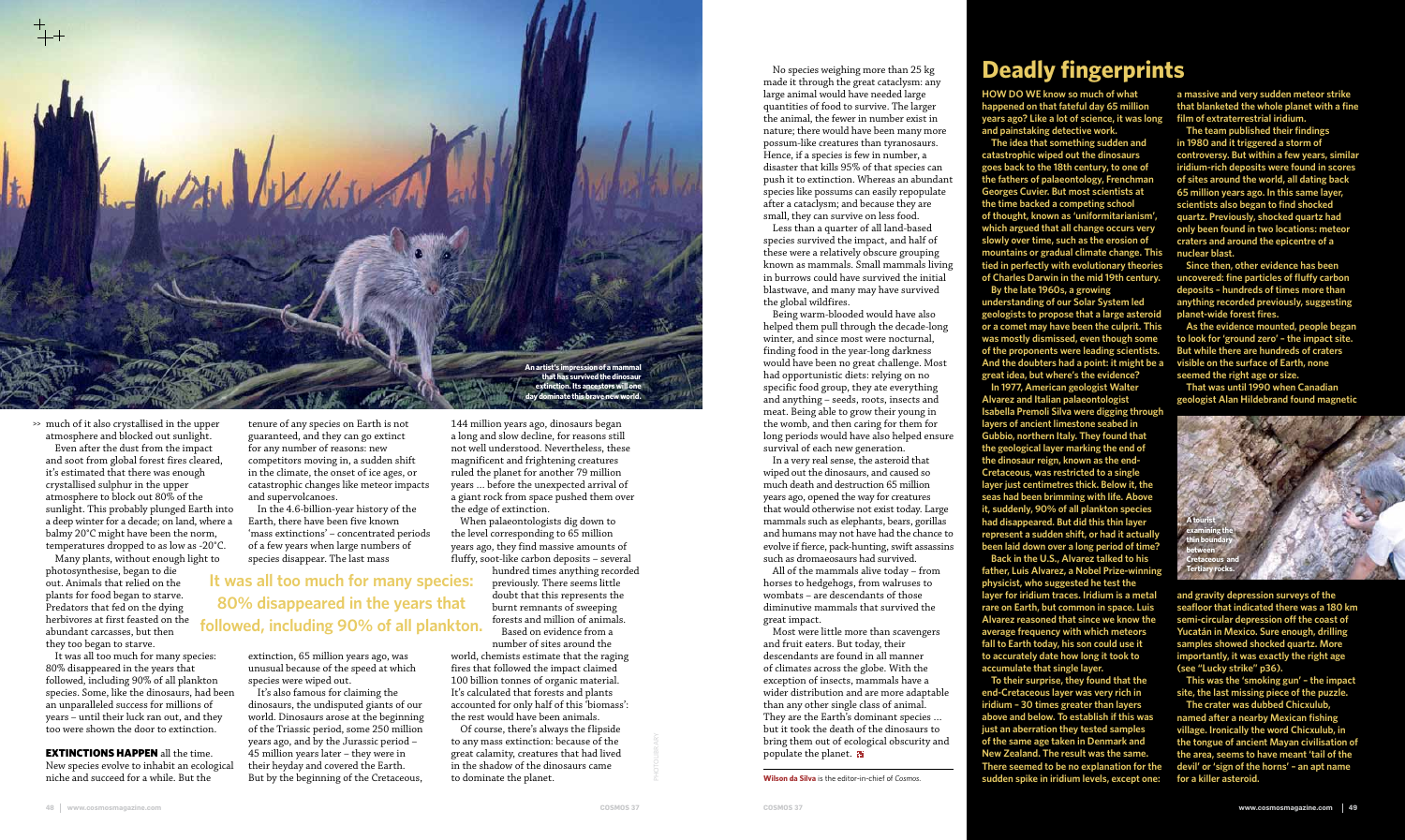much of it also crystallised in the upper atmosphere and blocked out sunlight.

Even after the dust from the impact and soot from global forest fires cleared, it's estimated that there was enough crystallised sulphur in the upper atmosphere to block out 80% of the sunlight. This probably plunged Earth into a deep winter for a decade; on land, where a balmy 20°C might have been the norm, temperatures dropped to as low as -20°C.

Many plants, without enough light to photosynthesise, began to die out. Animals that relied on the plants for food began to starve. Predators that fed on the dying herbivores at first feasted on the abundant carcasses, but then they too began to starve.

It was all too much for many species: 80% disappeared in the years that followed, including 90% of all plankton species. Some, like the dinosaurs, had been an unparalleled success for millions of years – until their luck ran out, and they too were shown the door to extinction.

**EXTINCTIONS HAPPEN** all the time. New species evolve to inhabit an ecological niche and succeed for a while. But the tenure of any species on Earth is not guaranteed, and they can go extinct for any number of reasons: new competitors moving in, a sudden shift in the climate, the onset of ice ages, or catastrophic changes like meteor impacts and supervolcanoes.

In the 4.6-billion-year history of the Earth, there have been five known 'mass extinctions' – concentrated periods of a few years when large numbers of species disappear. The last mass extinction, 65 million years ago, was unusual because of the speed at which species were wiped out.

It's also famous for claiming the dinosaurs, the undisputed giants of our world. Dinosaurs arose at the beginning of the Triassic period, some 250 million years ago, and by the Jurassic period – 45 million years later – they were in their heyday and covered the Earth. But by the beginning of the Cretaceous, 144 million years ago, dinosaurs began a long and slow decline, for reasons still not well understood. Nevertheless, these magnificent and frightening creatures ruled the planet for another 79 million years ... before the unexpected arrival of a giant rock from space pushed them over the edge of extinction.

When palaeontologists dig down to the level corresponding to 65 million years ago, they find massive amounts of fluffy, soot-like carbon deposits – several hundred times anything recorded previously. There seems little doubt that this represents the burnt remnants of sweeping forests and million of animals.

Based on evidence from a number of sites around the world, chemists estimate that the raging fires that followed the impact claimed 100 billion tonnes of organic material. It's calculated that forests and plants accounted for only half of this 'biomass': the rest would have been animals.

Of course, there's always the flipside to any mass extinction: because of the great calamity, creatures that had lived in the shadow of the dinosaurs came to dominate the planet.

**It was all too much for many species: 80% disappeared in the years that followed, including 90% of all plankton.**

An artist's impression of a mammal that has survived the dinosaur extinction. Its ancestors will one day dominate this brave new world.

No species weighing more than 25 kg made it through the great cataclysm: any large animal would have needed large quantities of food to survive. The larger the animal, the fewer in number exist in nature; there would have been many more possum-like creatures than tyranosaurs. Hence, if a species is few in number, a disaster that kills 95% of that species can push it to extinction. Whereas an abundant species like possums can easily repopulate after a cataclysm; and because they are small, they can survive on less food.

Less than a quarter of all land-based species survived the impact, and half of these were a relatively obscure grouping known as mammals. Small mammals living in burrows could have survived the initial blastwave, and many may have survived the global wildfires.

Being warm-blooded would have also helped them pull through the decade-long winter, and since most were nocturnal, finding food in the year-long darkness would have been no great challenge. Most had opportunistic diets: relying on no specific food group, they ate everything and anything – seeds, roots, insects and meat. Being able to grow their young in the womb, and then caring for them for long periods would have also helped ensure survival of each new generation.

In a very real sense, the asteroid that wiped out the dinosaurs, and caused so much death and destruction 65 million years ago, opened the way for creatures that would otherwise not exist today. Large mammals such as elephants, bears, gorillas and humans may not have had the chance to evolve if fierce, pack-hunting, swift assassins such as dromaeosaurs had survived.

All of the mammals alive today – from horses to hedgehogs, from walruses to wombats – are descendants of those diminutive mammals that survived the great impact.

Most were little more than scavengers and fruit eaters. But today, their descendants are found in all manner of climates across the globe. With the exception of insects, mammals have a wider distribution and are more adaptable than any other single class of animal. They are the Earth's dominant species ... but it took the death of the dinosaurs to bring them out of ecological obscurity and populate the planet.

**Wilson da Silva** is the editor-in-chief of *Cosmos*.

# Deadly fingerprints

**HOW DO WE know so much of what happened on that fateful day 65 million years ago? Like a lot of science, it was long and painstaking detective work.**

**The idea that something sudden and catastrophic wiped out the dinosaurs goes back to the 18th century, to one of the fathers of palaeontology, Frenchman Georges Cuvier. But most scientists at the time backed a competing school of thought, known as 'uniformitarianism', which argued that all change occurs very slowly over time, such as the erosion of mountains or gradual climate change. This tied in perfectly with evolutionary theories of Charles Darwin in the mid 19th century.**

**By the late 1960s, a growing understanding of our Solar System led geologists to propose that a large asteroid or a comet may have been the culprit. This was mostly dismissed, even though some of the proponents were leading scientists. And the doubters had a point: it might be a great idea, but where's the evidence?**

**In 1977, American geologist Walter Alvarez and Italian palaeontologist Isabella Premoli Silva were digging through layers of ancient limestone seabed in Gubbio, northern Italy. They found that the geological layer marking the end of the dinosaur reign, known as the end-Cretaceous, was restricted to a single layer just centimetres thick. Below it, the seas had been brimming with life. Above it, suddenly, 90% of all plankton species had disappeared. But did this thin layer represent a sudden shift, or had it actually been laid down over a long period of time?**

**Back in the U.S., Alvarez talked to his father, Luis Alvarez, a Nobel Prize-winning physicist, who suggested he test the layer for iridium traces. Iridium is a metal rare on Earth, but common in space. Luis Alvarez reasoned that since we know the average frequency with which meteors fall to Earth today, his son could use it to accurately date how long it took to accumulate that single layer.**

**To their surprise, they found that the end-Cretaceous layer was very rich in iridium – 30 times greater than layers above and below. To establish if this was just an aberration they tested samples of the same age taken in Denmark and New Zealand. The result was the same. There seemed to be no explanation for the sudden spike in iridium levels, except one: a massive and very sudden meteor strike that blanketed the whole planet with a fine film of extraterrestrial iridium.**

**The team published their findings in 1980 and it triggered a storm of controversy. But within a few years, similar iridium-rich deposits were found in scores of sites around the world, all dating back 65 million years ago. In this same layer, scientists also began to find shocked quartz. Previously, shocked quartz had only been found in two locations: meteor craters and around the epicentre of a nuclear blast.**

**Since then, other evidence has been uncovered: fine particles of fluffy carbon deposits – hundreds of times more than anything recorded previously, suggesting planet-wide forest fires.**

**As the evidence mounted, people began to look for 'ground zero' – the impact site. But while there are hundreds of craters visible on the surface of Earth, none seemed the right age or size.**

**That was until 1990 when Canadian geologist Alan Hildebrand found magnetic and gravity depression surveys of the seafloor that indicated there was a 180 km semi-circular depression off the coast of Yucatán in Mexico. Sure enough, drilling samples showed shocked quartz. More importantly, it was exactly the right age (see "Lucky strike" p36).**

**This was the 'smoking gun' – the impact site, the last missing piece of the puzzle.**

**The crater was dubbed Chicxulub, named after a nearby Mexican fishing village. Ironically the word Chicxulub, in the tongue of ancient Mayan civilisation of the area, seems to have meant 'tail of the devil' or 'sign of the horns' – an apt name for a killer asteroid.**

A tourist examining the thin boundary between Cretaceous and Tertiary rocks.